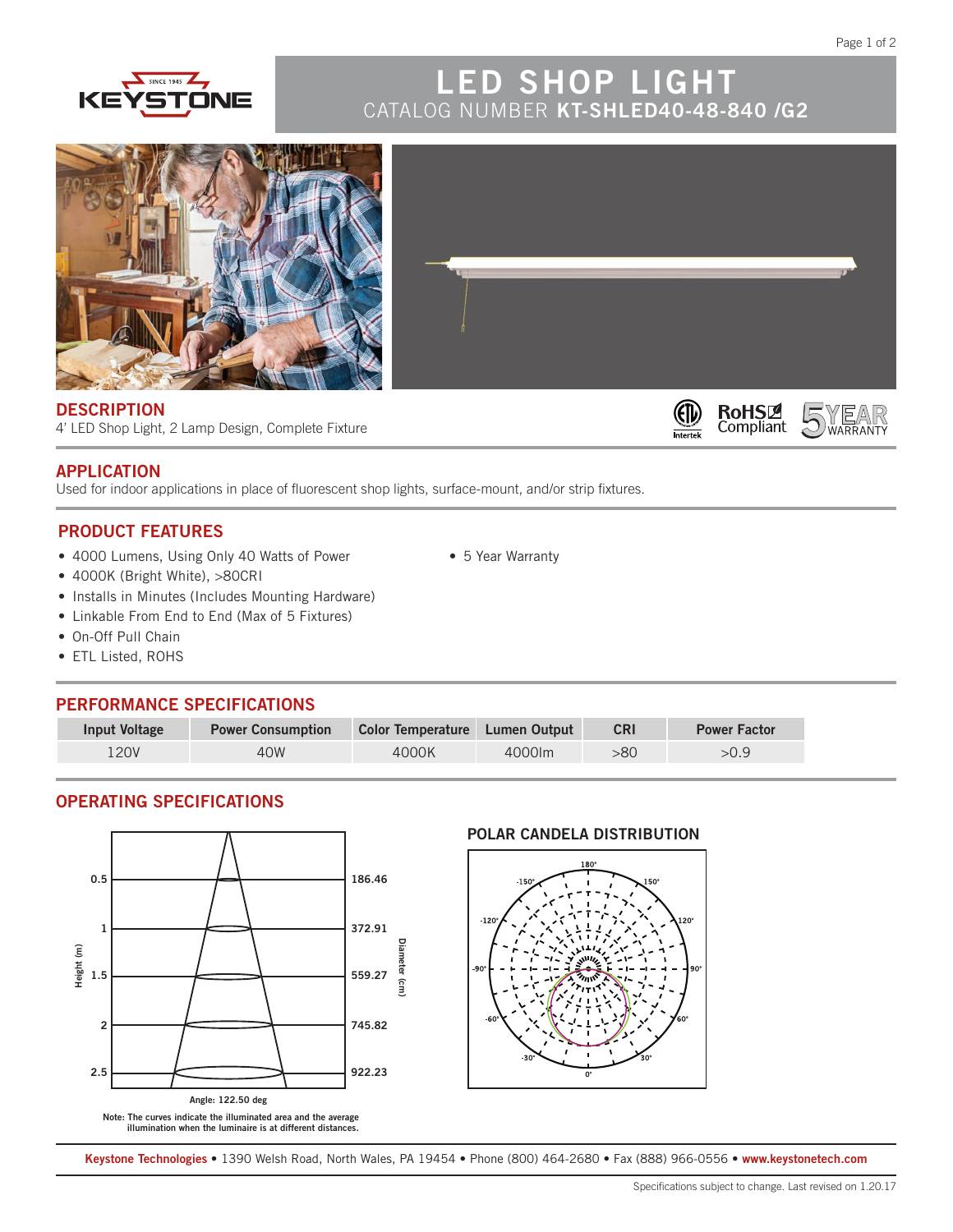# LED SHOP LIGHT

CATALOG NUMBER **KT-SHLED40-48-840 /G2**

## DESCRIPTION

4' LED Shop Light, 2 Lamp Design, Complete Fixture

## APPLICATION

Used for indoor applications in place of fluorescent shop lights, surface-mount, and/or strip fixtures.

## PRODUCT FEATURES

- 4000 Lumens, Using Only 40 Watts of Power
- 4000K (Bright White), >80CRI
- Installs in Minutes (Includes Mounting Hardware)
- Linkable From End to End (Max of 5 Fixtures)
- On-Off Pull Chain
- ETL Listed, ROHS
- 5 Year Warranty

## PERFORMANCE SPECIFICATIONS

| Input Voltage | Power Consumption | Color Temperature | Lumen Output | CRI | Power Factor |
|---|---|---|---|---|---|
| 120V | 40W | 4000K | 4000lm | >80 | >0.9 |

## OPERATING SPECIFICATIONS

| Height (m) | Diameter (cm) |
|---|---|
| 0.5 | 186.46 |
| 1 | 372.91 |
| 1.5 | 559.27 |
| 2 | 745.82 |
| 2.5 | 922.23 |

Angle: 122.50 deg

Note: The curves indicate the illuminated area and the average illumination when the luminaire is at different distances.

### POLAR CANDELA DISTRIBUTION

**Keystone Technologies** • 1390 Welsh Road, North Wales, PA 19454 • Phone (800) 464-2680 • Fax (888) 966-0556 • **www.keystonetech.com**

Specifications subject to change. Last revised on 1.20.17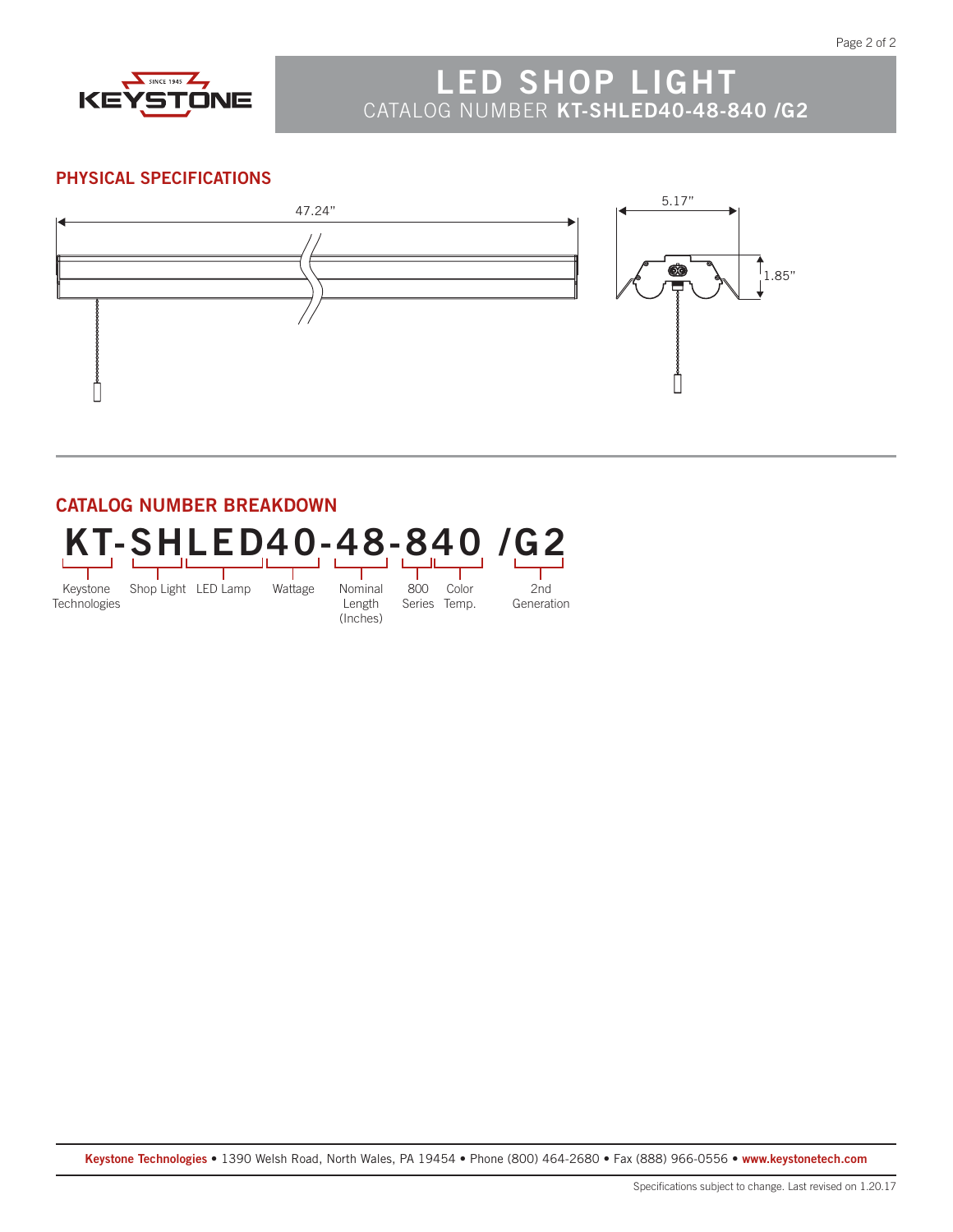# LED SHOP LIGHT

CATALOG NUMBER **KT-SHLED40-48-840 /G2**

## PHYSICAL SPECIFICATIONS

47.24"

5.17"

1.85"

## CATALOG NUMBER BREAKDOWN

**KT-SHLED40-48-840 /G2**

| Segment | Meaning |
|---|---|
| KT | Keystone Technologies |
| SH | Shop Light |
| LED | LED Lamp |
| 40 | Wattage |
| 48 | Nominal Length (Inches) |
| 8 | 800 Series |
| 40 | Color Temp. |
| /G2 | 2nd Generation |

**Keystone Technologies** • 1390 Welsh Road, North Wales, PA 19454 • Phone (800) 464-2680 • Fax (888) 966-0556 • **www.keystonetech.com**

Specifications subject to change. Last revised on 1.20.17